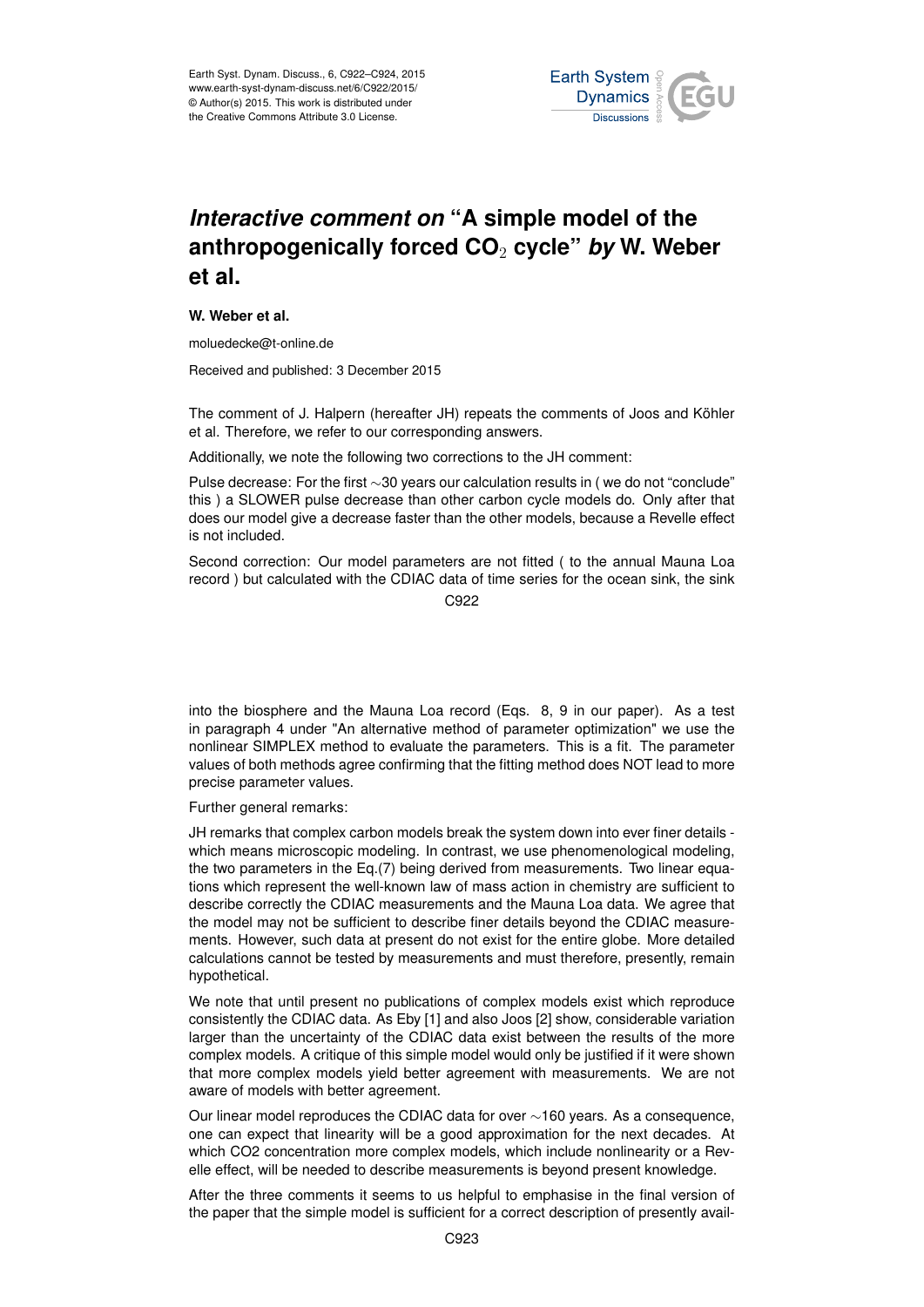# *Interactive comment on* "A simple model of the anthropogenically forced $CO_2$ cycle" *by* W. Weber et al.

**W. Weber et al.**

moluedecke@t-online.de

Received and published: 3 December 2015

The comment of J. Halpern (hereafter JH) repeats the comments of Joos and Köhler et al. Therefore, we refer to our corresponding answers.

Additionally, we note the following two corrections to the JH comment:

Pulse decrease: For the first ∼30 years our calculation results in ( we do not "conclude" this ) a SLOWER pulse decrease than other carbon cycle models do. Only after that does our model give a decrease faster than the other models, because a Revelle effect is not included.

Second correction: Our model parameters are not fitted ( to the annual Mauna Loa record ) but calculated with the CDIAC data of time series for the ocean sink, the sink into the biosphere and the Mauna Loa record (Eqs. 8, 9 in our paper). As a test in paragraph 4 under "An alternative method of parameter optimization" we use the nonlinear SIMPLEX method to evaluate the parameters. This is a fit. The parameter values of both methods agree confirming that the fitting method does NOT lead to more precise parameter values.

Further general remarks:

JH remarks that complex carbon models break the system down into ever finer details - which means microscopic modeling. In contrast, we use phenomenological modeling, the two parameters in the Eq.(7) being derived from measurements. Two linear equations which represent the well-known law of mass action in chemistry are sufficient to describe correctly the CDIAC measurements and the Mauna Loa data. We agree that the model may not be sufficient to describe finer details beyond the CDIAC measurements. However, such data at present do not exist for the entire globe. More detailed calculations cannot be tested by measurements and must therefore, presently, remain hypothetical.

We note that until present no publications of complex models exist which reproduce consistently the CDIAC data. As Eby [1] and also Joos [2] show, considerable variation larger than the uncertainty of the CDIAC data exist between the results of the more complex models. A critique of this simple model would only be justified if it were shown that more complex models yield better agreement with measurements. We are not aware of models with better agreement.

Our linear model reproduces the CDIAC data for over ∼160 years. As a consequence, one can expect that linearity will be a good approximation for the next decades. At which CO2 concentration more complex models, which include nonlinearity or a Revelle effect, will be needed to describe measurements is beyond present knowledge.

After the three comments it seems to us helpful to emphasise in the final version of the paper that the simple model is sufficient for a correct description of presently avail-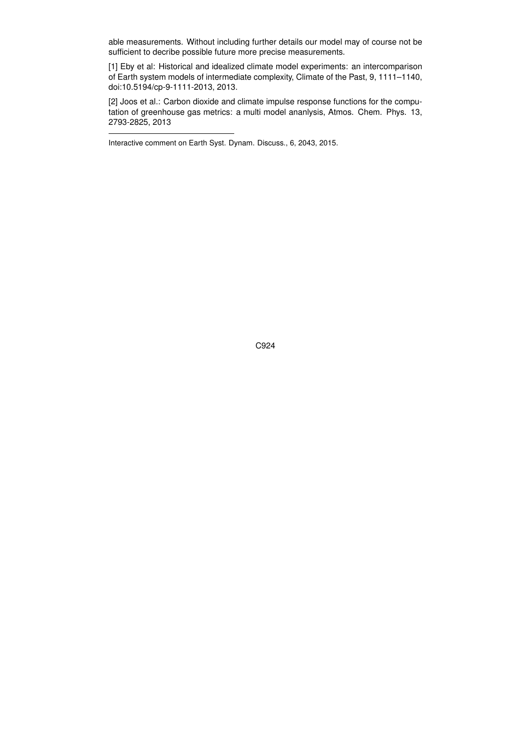able measurements. Without including further details our model may of course not be sufficient to decribe possible future more precise measurements.

[1] Eby et al: Historical and idealized climate model experiments: an intercomparison of Earth system models of intermediate complexity, Climate of the Past, 9, 1111–1140, doi:10.5194/cp-9-1111-2013, 2013.

[2] Joos et al.: Carbon dioxide and climate impulse response functions for the computation of greenhouse gas metrics: a multi model ananlysis, Atmos. Chem. Phys. 13, 2793-2825, 2013

---

Interactive comment on Earth Syst. Dynam. Discuss., 6, 2043, 2015.